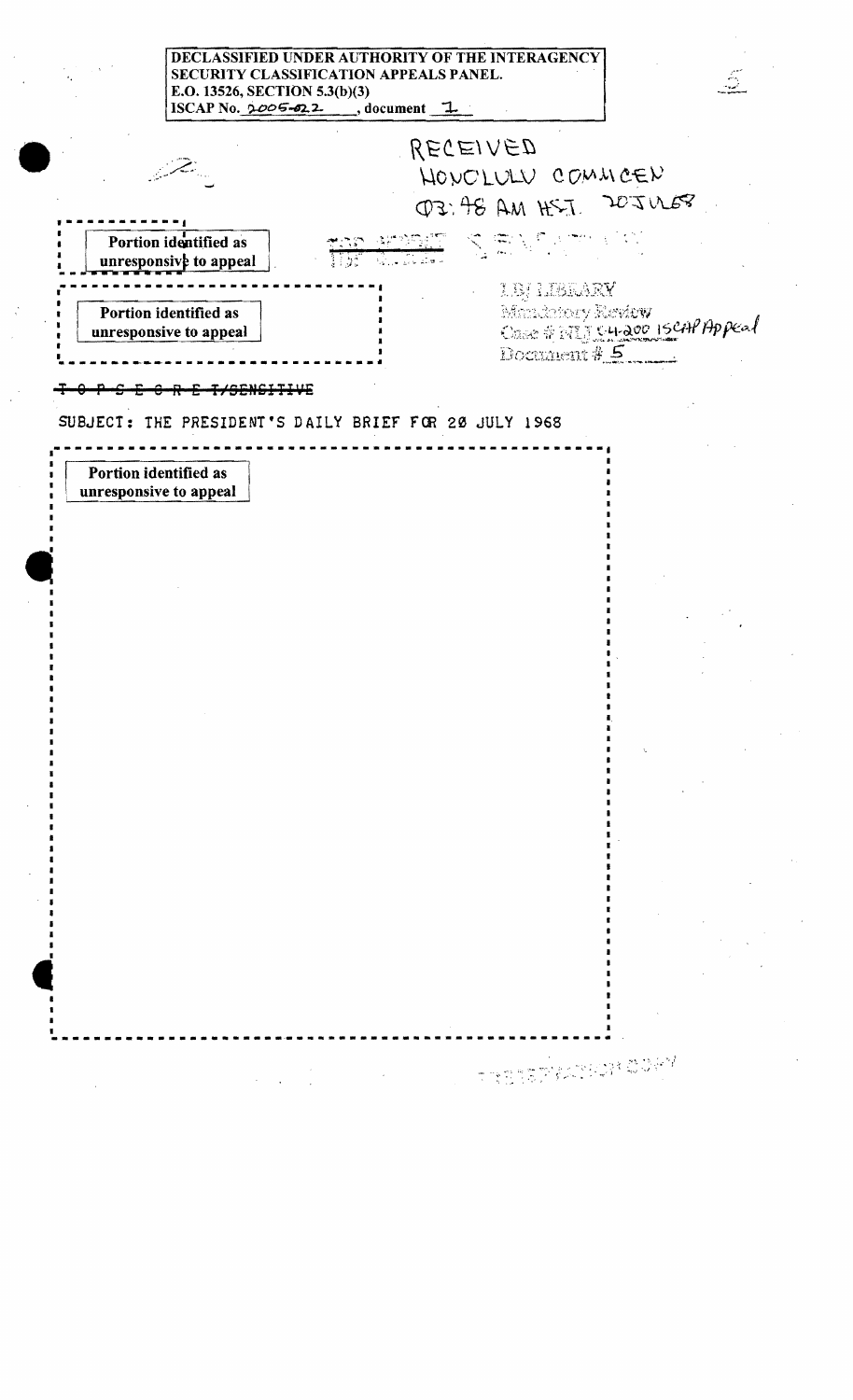DECLASSIFIED UNDER AUTHORITY OF THE INTERAGENCY SECURITY CLASSIFICATION APPEALS PANEL.
E.O. 13526, SECTION 5.3(b)(3)
ISCAP No. 2005-022, document 1

RECEIVED
HONOLULU COMUSCEN
03:48 AM HST. 20 JUL 68

Portion identified as unresponsive to appeal

Portion identified as unresponsive to appeal

LBJ LIBRARY
Mandatory Review
Case # NLJ 04-200 ISCAP Appeal
Document # 5

~~T O P S E C R E T/SENSITIVE~~

SUBJECT: THE PRESIDENT'S DAILY BRIEF FOR 20 JULY 1968

Portion identified as unresponsive to appeal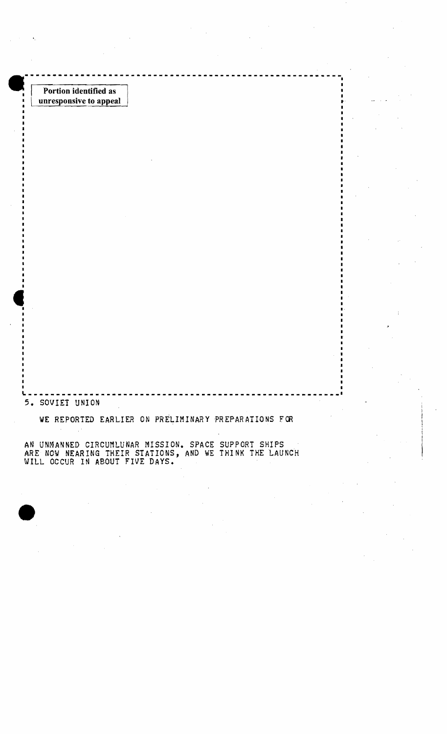Portion identified as unresponsive to appeal

5. SOVIET UNION

WE REPORTED EARLIER ON PRELIMINARY PREPARATIONS FOR AN UNMANNED CIRCUMLUNAR MISSION. SPACE SUPPORT SHIPS ARE NOW NEARING THEIR STATIONS, AND WE THINK THE LAUNCH WILL OCCUR IN ABOUT FIVE DAYS.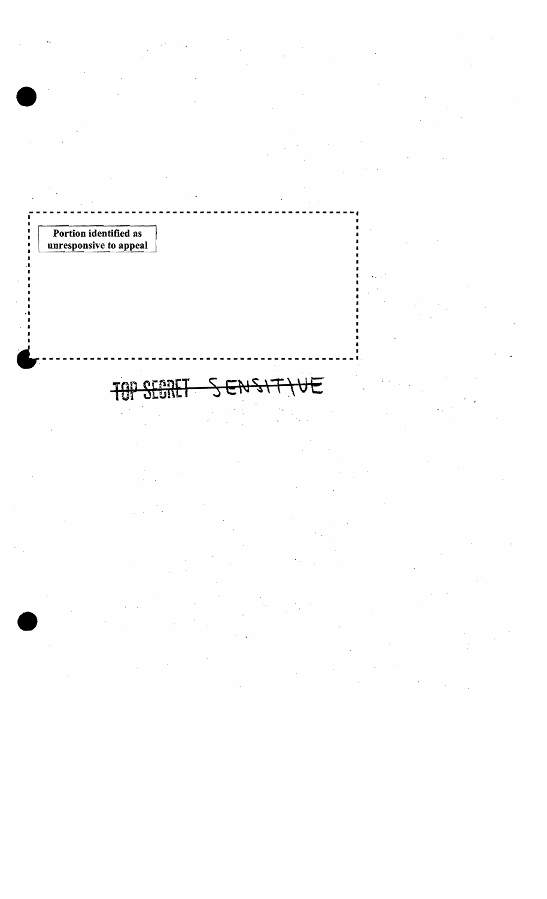Portion identified as unresponsive to appeal

~~TOP SECRET~~ SENSITIVE